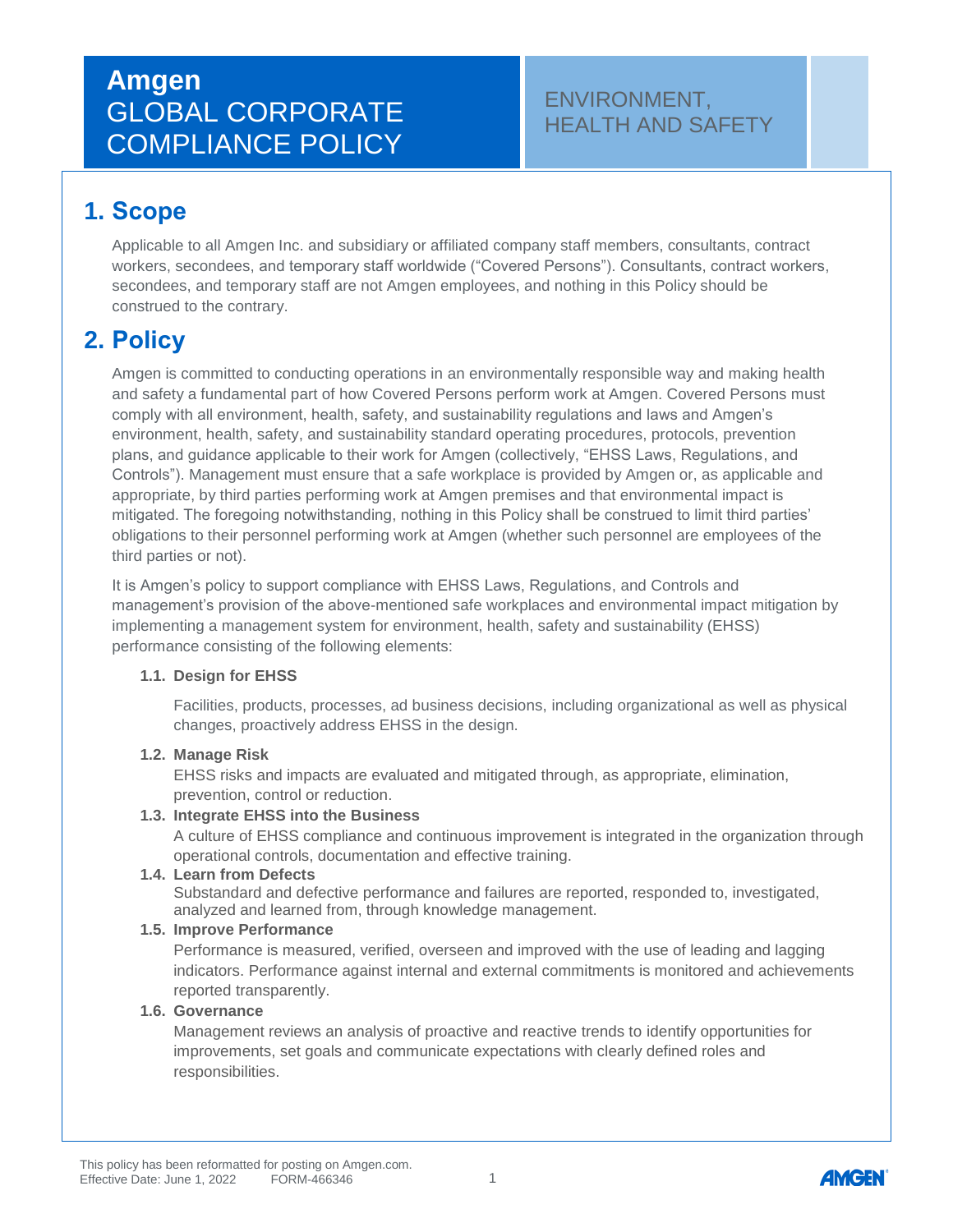# Amgen GLOBAL CORPORATE COMPLIANCE POLICY

ENVIRONMENT, HEALTH AND SAFETY

## 1. Scope

Applicable to all Amgen Inc. and subsidiary or affiliated company staff members, consultants, contract workers, secondees, and temporary staff worldwide ("Covered Persons"). Consultants, contract workers, secondees, and temporary staff are not Amgen employees, and nothing in this Policy should be construed to the contrary.

## 2. Policy

Amgen is committed to conducting operations in an environmentally responsible way and making health and safety a fundamental part of how Covered Persons perform work at Amgen. Covered Persons must comply with all environment, health, safety, and sustainability regulations and laws and Amgen's environment, health, safety, and sustainability standard operating procedures, protocols, prevention plans, and guidance applicable to their work for Amgen (collectively, "EHSS Laws, Regulations, and Controls"). Management must ensure that a safe workplace is provided by Amgen or, as applicable and appropriate, by third parties performing work at Amgen premises and that environmental impact is mitigated. The foregoing notwithstanding, nothing in this Policy shall be construed to limit third parties' obligations to their personnel performing work at Amgen (whether such personnel are employees of the third parties or not).

It is Amgen's policy to support compliance with EHSS Laws, Regulations, and Controls and management's provision of the above-mentioned safe workplaces and environmental impact mitigation by implementing a management system for environment, health, safety and sustainability (EHSS) performance consisting of the following elements:

**1.1. Design for EHSS**

Facilities, products, processes, ad business decisions, including organizational as well as physical changes, proactively address EHSS in the design.

**1.2. Manage Risk**

EHSS risks and impacts are evaluated and mitigated through, as appropriate, elimination, prevention, control or reduction.

**1.3. Integrate EHSS into the Business**

A culture of EHSS compliance and continuous improvement is integrated in the organization through operational controls, documentation and effective training.

**1.4. Learn from Defects**

Substandard and defective performance and failures are reported, responded to, investigated, analyzed and learned from, through knowledge management.

**1.5. Improve Performance**

Performance is measured, verified, overseen and improved with the use of leading and lagging indicators. Performance against internal and external commitments is monitored and achievements reported transparently.

**1.6. Governance**

Management reviews an analysis of proactive and reactive trends to identify opportunities for improvements, set goals and communicate expectations with clearly defined roles and responsibilities.

This policy has been reformatted for posting on Amgen.com.
Effective Date: June 1, 2022 FORM-466346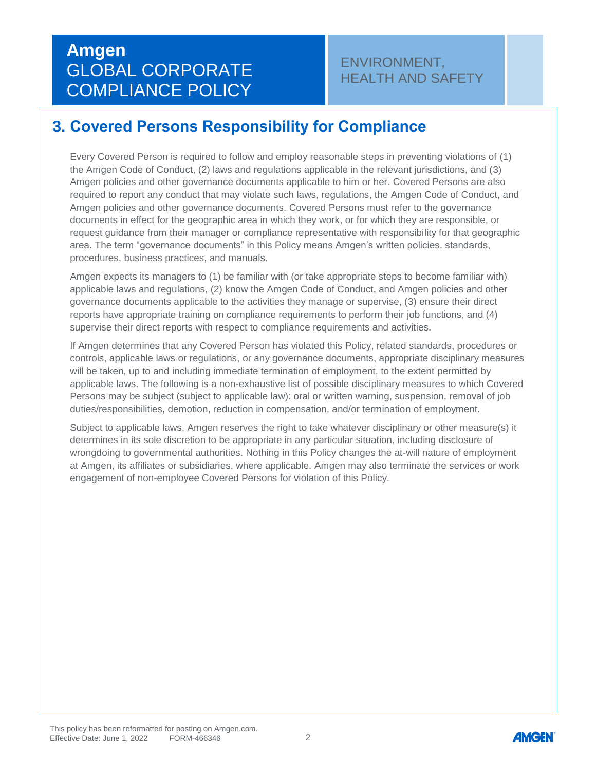## 3. Covered Persons Responsibility for Compliance

Every Covered Person is required to follow and employ reasonable steps in preventing violations of (1) the Amgen Code of Conduct, (2) laws and regulations applicable in the relevant jurisdictions, and (3) Amgen policies and other governance documents applicable to him or her. Covered Persons are also required to report any conduct that may violate such laws, regulations, the Amgen Code of Conduct, and Amgen policies and other governance documents. Covered Persons must refer to the governance documents in effect for the geographic area in which they work, or for which they are responsible, or request guidance from their manager or compliance representative with responsibility for that geographic area. The term "governance documents" in this Policy means Amgen's written policies, standards, procedures, business practices, and manuals.

Amgen expects its managers to (1) be familiar with (or take appropriate steps to become familiar with) applicable laws and regulations, (2) know the Amgen Code of Conduct, and Amgen policies and other governance documents applicable to the activities they manage or supervise, (3) ensure their direct reports have appropriate training on compliance requirements to perform their job functions, and (4) supervise their direct reports with respect to compliance requirements and activities.

If Amgen determines that any Covered Person has violated this Policy, related standards, procedures or controls, applicable laws or regulations, or any governance documents, appropriate disciplinary measures will be taken, up to and including immediate termination of employment, to the extent permitted by applicable laws. The following is a non-exhaustive list of possible disciplinary measures to which Covered Persons may be subject (subject to applicable law): oral or written warning, suspension, removal of job duties/responsibilities, demotion, reduction in compensation, and/or termination of employment.

Subject to applicable laws, Amgen reserves the right to take whatever disciplinary or other measure(s) it determines in its sole discretion to be appropriate in any particular situation, including disclosure of wrongdoing to governmental authorities. Nothing in this Policy changes the at-will nature of employment at Amgen, its affiliates or subsidiaries, where applicable. Amgen may also terminate the services or work engagement of non-employee Covered Persons for violation of this Policy.